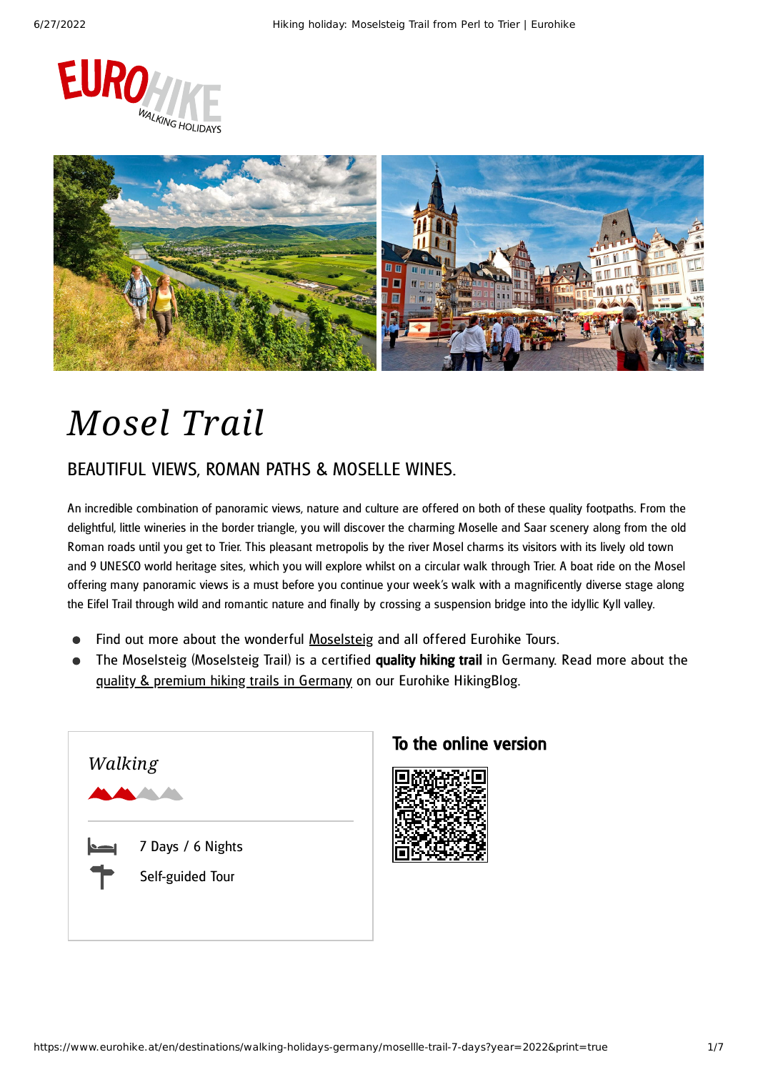# Mosel Trail

## BEAUTIFUL VIEWS, ROMAN PATHS & MOSELLE WINES.

An incredible combination of panoramic views, nature and culture are offered on both of these quality footpaths. From the delightful, little wineries in the border triangle, you will discover the charming Moselle and Saar scenery along from the old Roman roads until you get to Trier. This pleasant metropolis by the river Mosel charms its visitors with its lively old town and 9 UNESCO world heritage sites, which you will explore whilst on a circular walk through Trier. A boat ride on the Mosel offering many panoramic views is a must before you continue your week's walk with a magnificently diverse stage along the Eifel Trail through wild and romantic nature and finally by crossing a suspension bridge into the idyllic Kyll valley.

- Find out more about the wonderful Moselsteig and all offered Eurohike Tours.
- The Moselsteig (Moselsteig Trail) is a certified **quality hiking trail** in Germany. Read more about the quality & premium hiking trails in Germany on our Eurohike HikingBlog.

*Walking*

7 Days / 6 Nights

Self-guided Tour

**To the online version**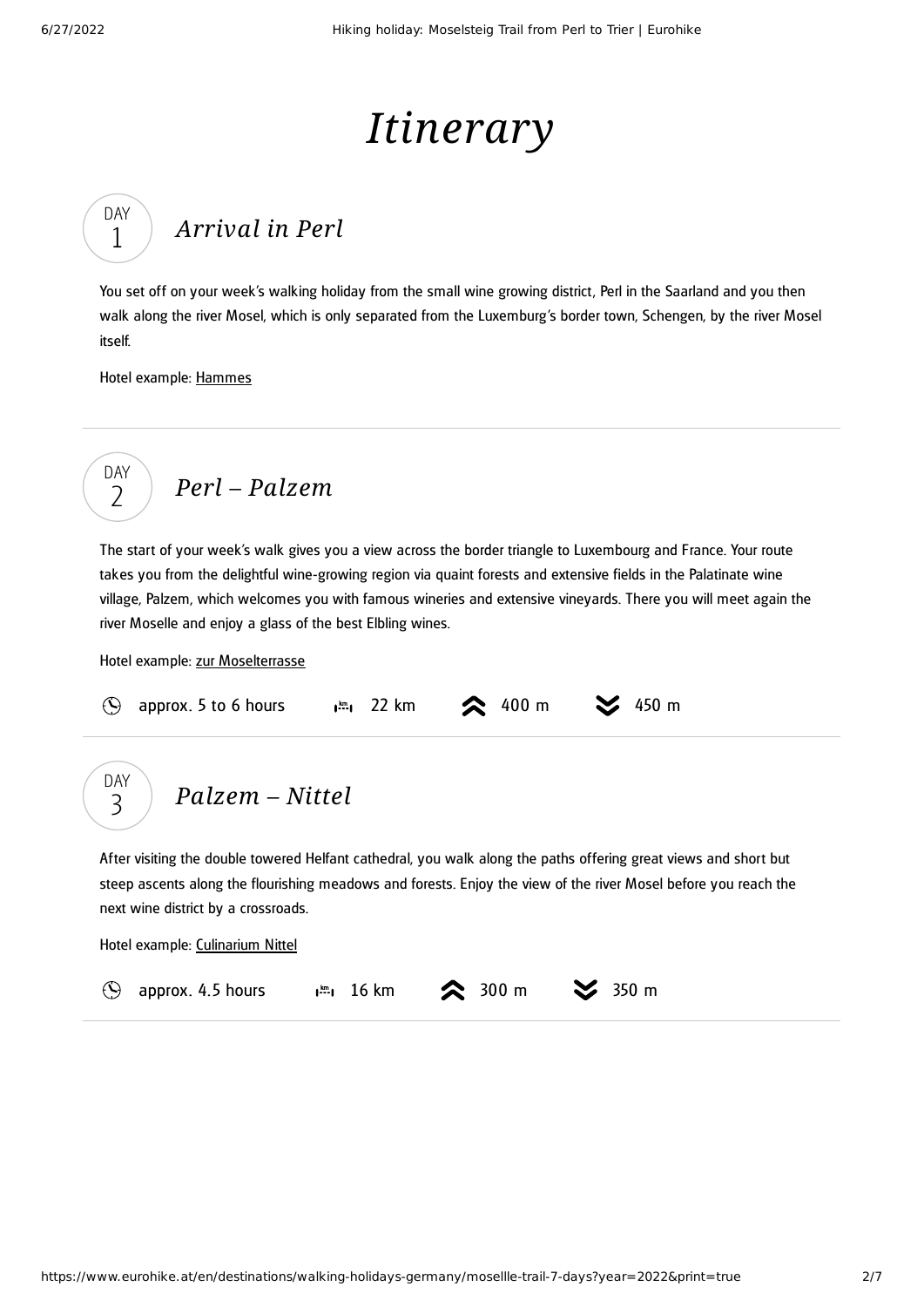# *Itinerary*

## DAY 1 — *Arrival in Perl*

You set off on your week's walking holiday from the small wine growing district, Perl in the Saarland and you then walk along the river Mosel, which is only separated from the Luxemburg's border town, Schengen, by the river Mosel itself.

Hotel example: Hammes

---

## DAY 2 — *Perl – Palzem*

The start of your week's walk gives you a view across the border triangle to Luxembourg and France. Your route takes you from the delightful wine-growing region via quaint forests and extensive fields in the Palatinate wine village, Palzem, which welcomes you with famous wineries and extensive vineyards. There you will meet again the river Moselle and enjoy a glass of the best Elbling wines.

Hotel example: zur Moselterrasse

approx. 5 to 6 hours | 22 km | ascent 400 m | descent 450 m

---

## DAY 3 — *Palzem – Nittel*

After visiting the double towered Helfant cathedral, you walk along the paths offering great views and short but steep ascents along the flourishing meadows and forests. Enjoy the view of the river Mosel before you reach the next wine district by a crossroads.

Hotel example: Culinarium Nittel

approx. 4.5 hours | 16 km | ascent 300 m | descent 350 m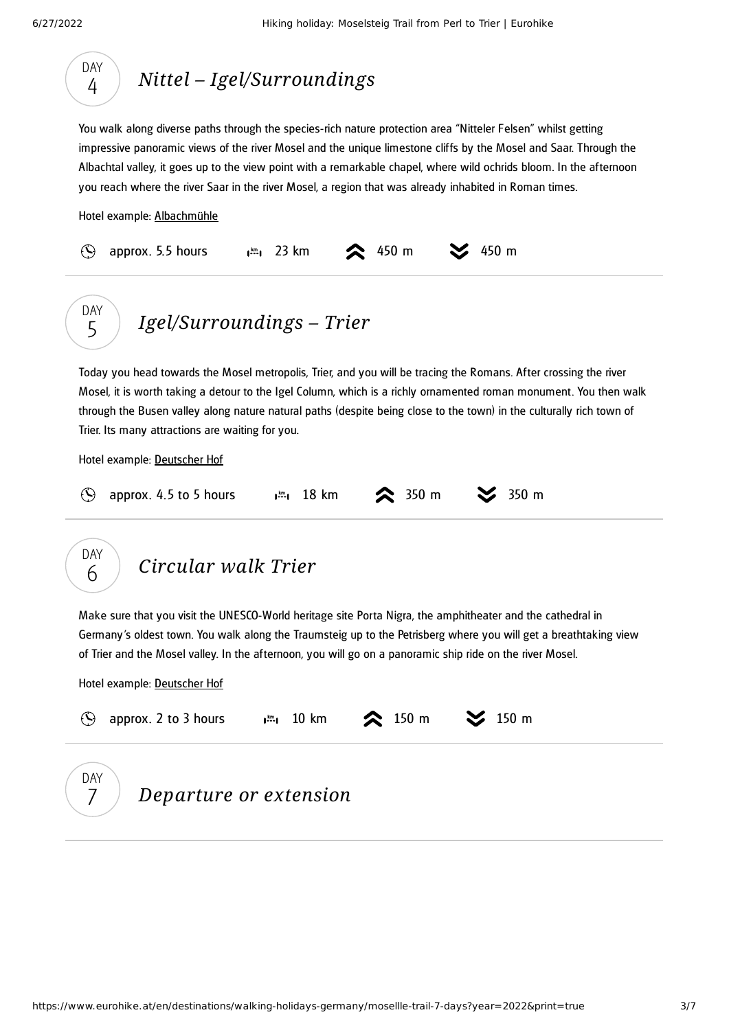## DAY 4 — *Nittel – Igel/Surroundings*

You walk along diverse paths through the species-rich nature protection area “Nitteler Felsen” whilst getting impressive panoramic views of the river Mosel and the unique limestone cliffs by the Mosel and Saar. Through the Albachtal valley, it goes up to the view point with a remarkable chapel, where wild ochrids bloom. In the afternoon you reach where the river Saar in the river Mosel, a region that was already inhabited in Roman times.

Hotel example: Albachmühle

approx. 5.5 hours | 23 km | ↑ 450 m | ↓ 450 m

---

## DAY 5 — *Igel/Surroundings – Trier*

Today you head towards the Mosel metropolis, Trier, and you will be tracing the Romans. After crossing the river Mosel, it is worth taking a detour to the Igel Column, which is a richly ornamented roman monument. You then walk through the Busen valley along nature natural paths (despite being close to the town) in the culturally rich town of Trier. Its many attractions are waiting for you.

Hotel example: Deutscher Hof

approx. 4.5 to 5 hours | 18 km | ↑ 350 m | ↓ 350 m

---

## DAY 6 — *Circular walk Trier*

Make sure that you visit the UNESCO-World heritage site Porta Nigra, the amphitheater and the cathedral in Germany’s oldest town. You walk along the Traumsteig up to the Petrisberg where you will get a breathtaking view of Trier and the Mosel valley. In the afternoon, you will go on a panoramic ship ride on the river Mosel.

Hotel example: Deutscher Hof

approx. 2 to 3 hours | 10 km | ↑ 150 m | ↓ 150 m

---

## DAY 7 — *Departure or extension*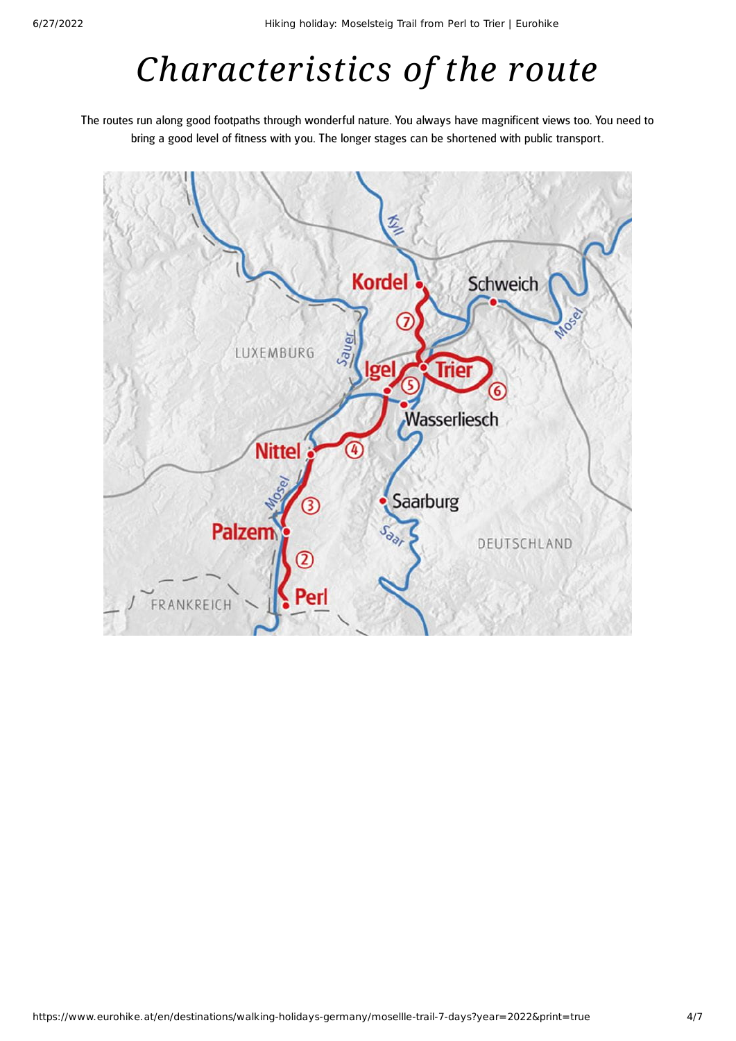# Characteristics of the route

The routes run along good footpaths through wonderful nature. You always have magnificent views too. You need to bring a good level of fitness with you. The longer stages can be shortened with public transport.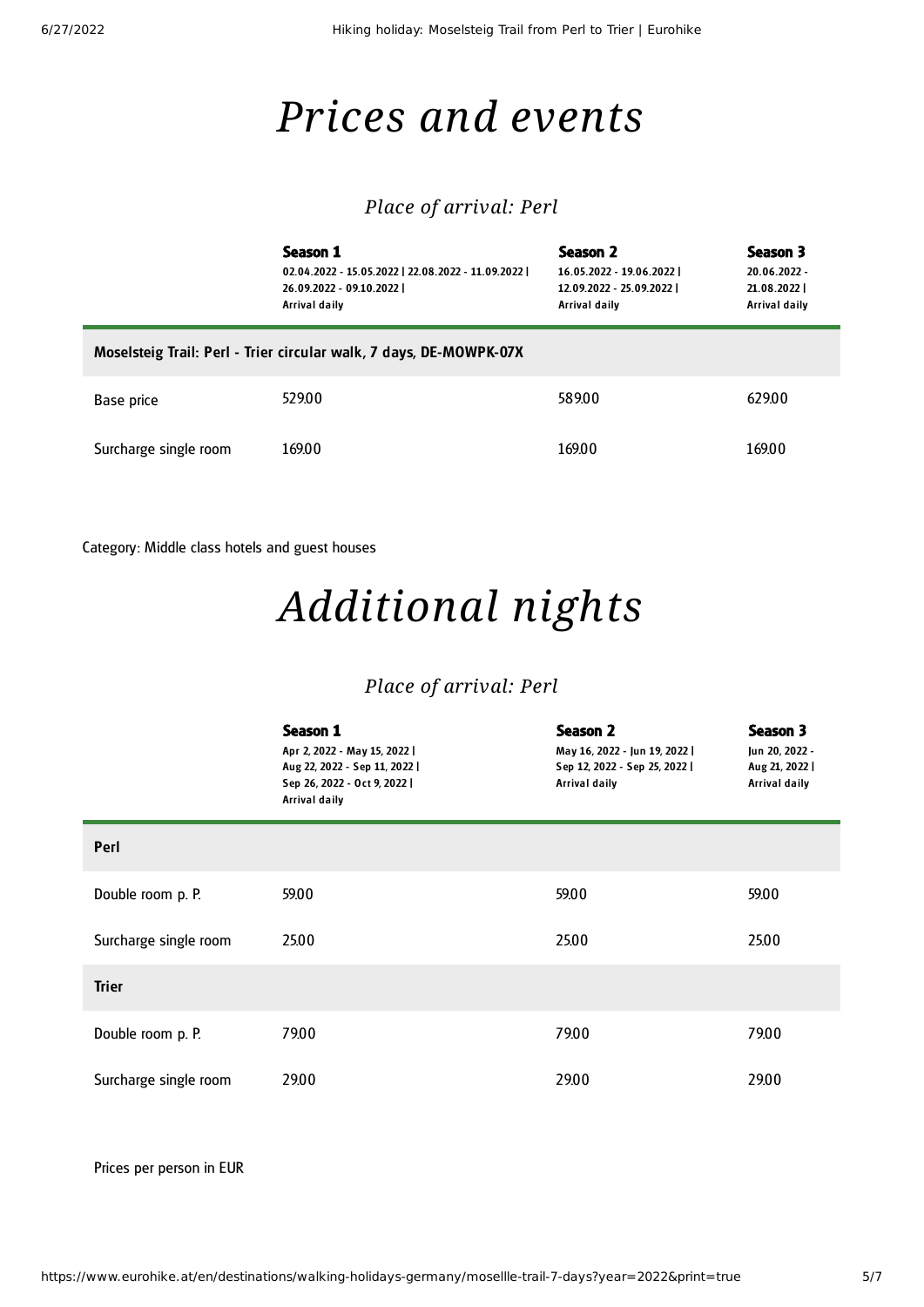# Prices and events

### Place of arrival: Perl

| | Season 1<br>02.04.2022 - 15.05.2022 \| 22.08.2022 - 11.09.2022 \| 26.09.2022 - 09.10.2022 \|<br>Arrival daily | Season 2<br>16.05.2022 - 19.06.2022 \| 12.09.2022 - 25.09.2022 \|<br>Arrival daily | Season 3<br>20.06.2022 - 21.08.2022 \|<br>Arrival daily |
|---|---|---|---|
| **Moselsteig Trail: Perl - Trier circular walk, 7 days, DE-MOWPK-07X** | | | |
| Base price | 529.00 | 589.00 | 629.00 |
| Surcharge single room | 169.00 | 169.00 | 169.00 |

Category: Middle class hotels and guest houses

# Additional nights

### Place of arrival: Perl

| | Season 1<br>Apr 2, 2022 - May 15, 2022 \| Aug 22, 2022 - Sep 11, 2022 \| Sep 26, 2022 - Oct 9, 2022 \|<br>Arrival daily | Season 2<br>May 16, 2022 - Jun 19, 2022 \| Sep 12, 2022 - Sep 25, 2022 \|<br>Arrival daily | Season 3<br>Jun 20, 2022 - Aug 21, 2022 \|<br>Arrival daily |
|---|---|---|---|
| **Perl** | | | |
| Double room p. P. | 59.00 | 59.00 | 59.00 |
| Surcharge single room | 25.00 | 25.00 | 25.00 |
| **Trier** | | | |
| Double room p. P. | 79.00 | 79.00 | 79.00 |
| Surcharge single room | 29.00 | 29.00 | 29.00 |

Prices per person in EUR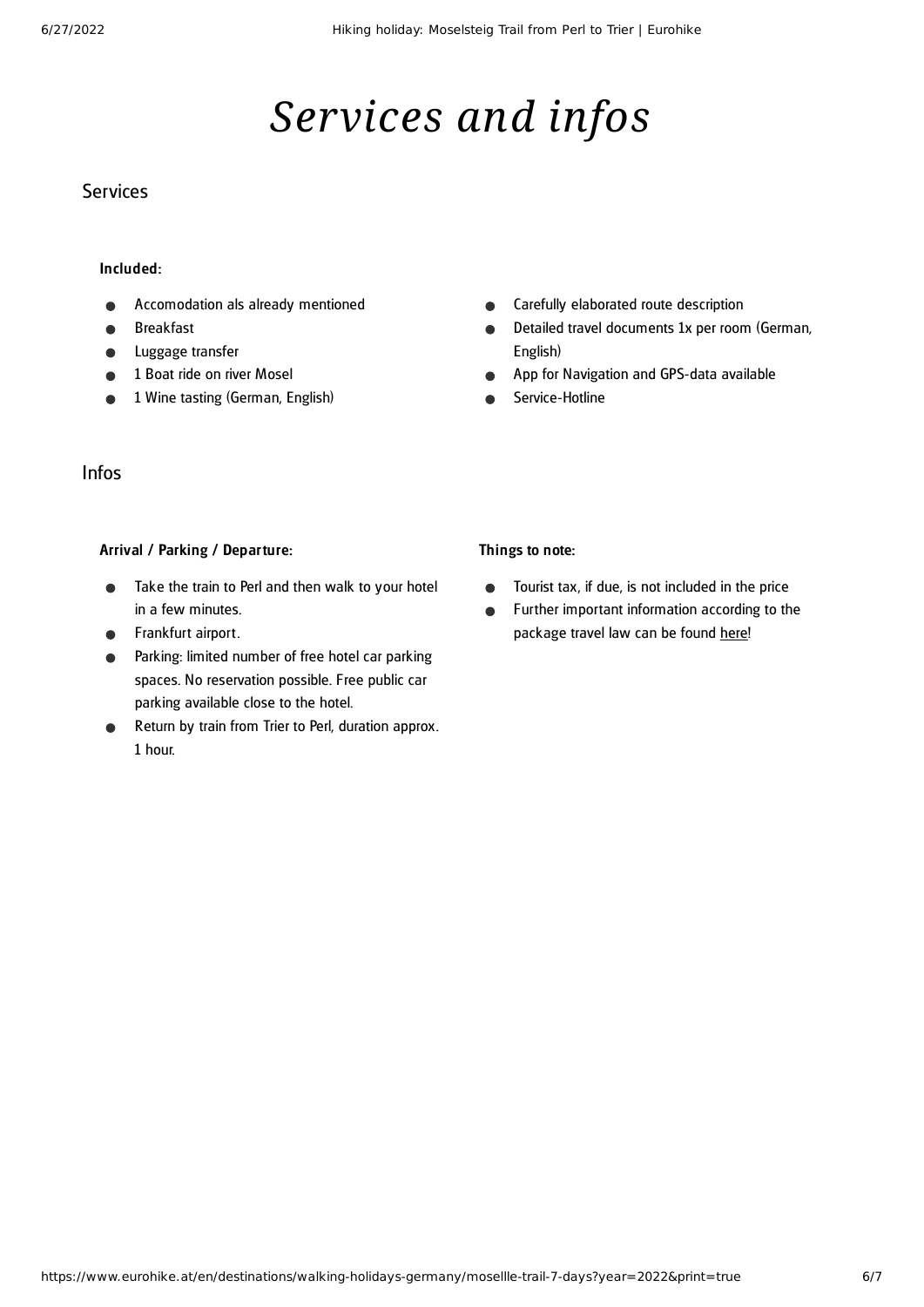# *Services and infos*

## Services

#### Included:

- Accomodation als already mentioned
- Breakfast
- Luggage transfer
- 1 Boat ride on river Mosel
- 1 Wine tasting (German, English)
- Carefully elaborated route description
- Detailed travel documents 1x per room (German, English)
- App for Navigation and GPS-data available
- Service-Hotline

## Infos

#### Arrival / Parking / Departure:

- Take the train to Perl and then walk to your hotel in a few minutes.
- Frankfurt airport.
- Parking: limited number of free hotel car parking spaces. No reservation possible. Free public car parking available close to the hotel.
- Return by train from Trier to Perl, duration approx. 1 hour.

#### Things to note:

- Tourist tax, if due, is not included in the price
- Further important information according to the package travel law can be found here!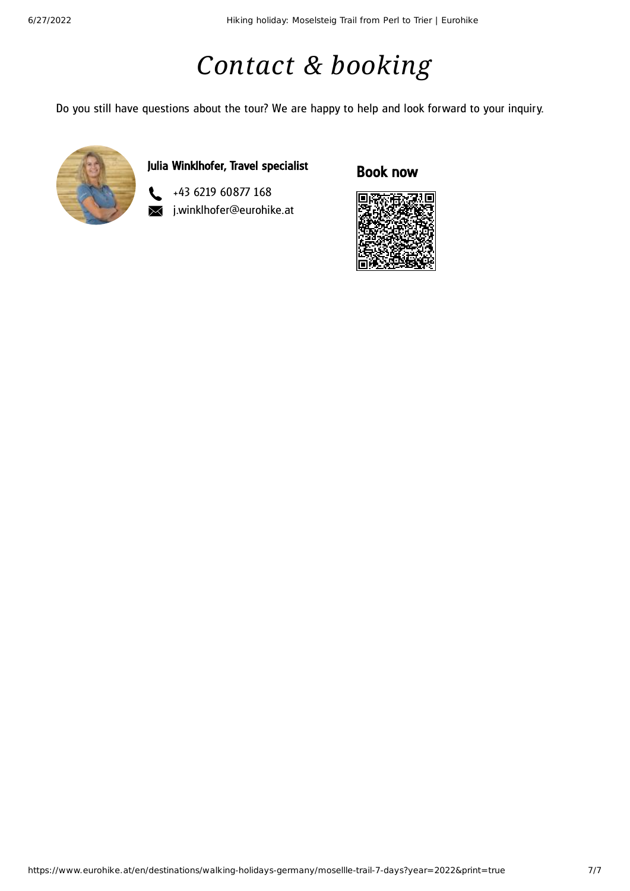# *Contact & booking*

Do you still have questions about the tour? We are happy to help and look forward to your inquiry.

**Julia Winklhofer, Travel specialist**

+43 6219 60877 168

j.winklhofer@eurohike.at

**Book now**